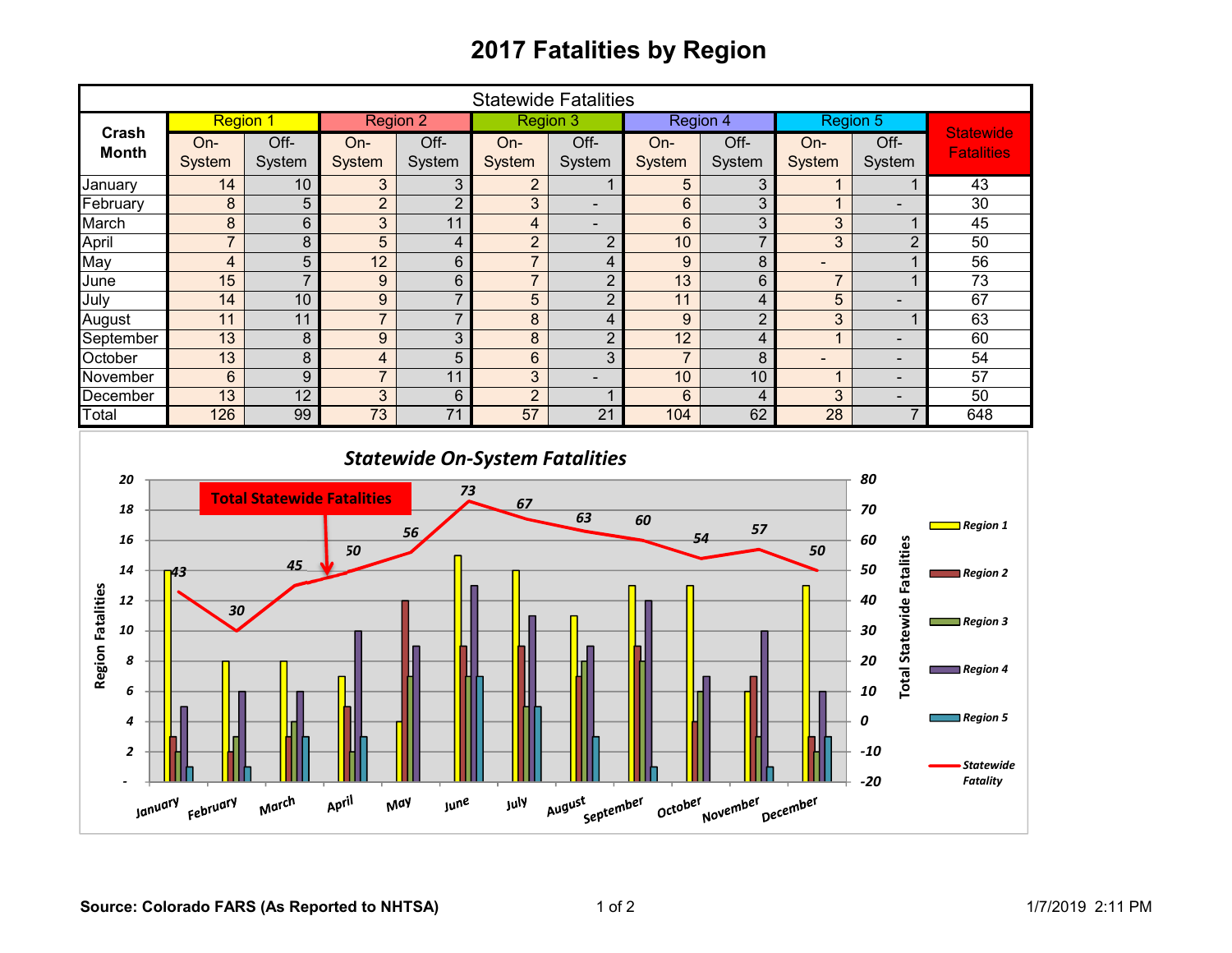# 2017 Fatalities by Region

| Crash Month | Region 1 | | Region 2 | | Region 3 | | Region 4 | | Region 5 | | Statewide Fatalities |
|---|---|---|---|---|---|---|---|---|---|---|---|
| | On-System | Off-System | On-System | Off-System | On-System | Off-System | On-System | Off-System | On-System | Off-System | |
| January | 14 | 10 | 3 | 3 | 2 | 1 | 5 | 3 | 1 | 1 | 43 |
| February | 8 | 5 | 2 | 2 | 3 | - | 6 | 3 | 1 | - | 30 |
| March | 8 | 6 | 3 | 11 | 4 | - | 6 | 3 | 3 | 1 | 45 |
| April | 7 | 8 | 5 | 4 | 2 | 2 | 10 | 7 | 3 | 2 | 50 |
| May | 4 | 5 | 12 | 6 | 7 | 4 | 9 | 8 | - | 1 | 56 |
| June | 15 | 7 | 9 | 6 | 7 | 2 | 13 | 6 | 7 | 1 | 73 |
| July | 14 | 10 | 9 | 7 | 5 | 2 | 11 | 4 | 5 | - | 67 |
| August | 11 | 11 | 7 | 7 | 8 | 4 | 9 | 2 | 3 | 1 | 63 |
| September | 13 | 8 | 9 | 3 | 8 | 2 | 12 | 4 | 1 | - | 60 |
| October | 13 | 8 | 4 | 5 | 6 | 3 | 7 | 8 | - | - | 54 |
| November | 6 | 9 | 7 | 11 | 3 | - | 10 | 10 | 1 | - | 57 |
| December | 13 | 12 | 3 | 6 | 2 | 1 | 6 | 4 | 3 | - | 50 |
| Total | 126 | 99 | 73 | 71 | 57 | 21 | 104 | 62 | 28 | 7 | 648 |

*Statewide On-System Fatalities*

| Month | Region 1 | Region 2 | Region 3 | Region 4 | Region 5 | Statewide Fatality |
|---|---|---|---|---|---|---|
| January | 14 | 3 | 2 | 5 | 1 | 43 |
| February | 8 | 2 | 3 | 6 | 1 | 30 |
| March | 8 | 3 | 4 | 6 | 3 | 45 |
| April | 7 | 5 | 2 | 10 | 3 | 50 |
| May | 4 | 12 | 7 | 9 | - | 56 |
| June | 15 | 9 | 7 | 13 | 7 | 73 |
| July | 14 | 9 | 5 | 11 | 5 | 67 |
| August | 11 | 7 | 8 | 9 | 3 | 63 |
| September | 13 | 9 | 8 | 12 | 1 | 60 |
| October | 13 | 4 | 6 | 7 | - | 54 |
| November | 6 | 7 | 3 | 10 | 1 | 57 |
| December | 13 | 3 | 2 | 6 | 3 | 50 |

Total Statewide Fatalities

**Source: Colorado FARS (As Reported to NHTSA)**

1/7/2019 2:11 PM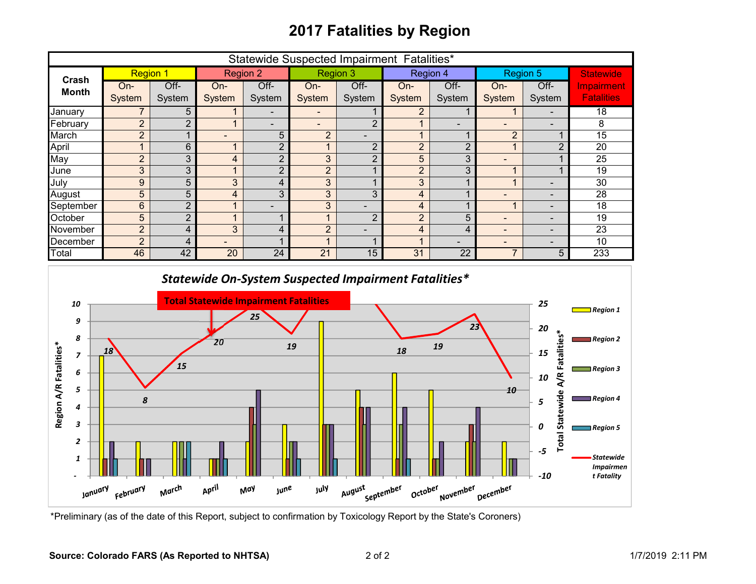# 2017 Fatalities by Region

| Statewide Suspected Impairment Fatalities* | | | | | | | | | | | |
|---|---|---|---|---|---|---|---|---|---|---|---|
| Crash Month | Region 1 | | Region 2 | | Region 3 | | Region 4 | | Region 5 | | Statewide Impairment Fatalities |
| | On-System | Off-System | On-System | Off-System | On-System | Off-System | On-System | Off-System | On-System | Off-System | |
| January | 7 | 5 | 1 | - | - | 1 | 2 | 1 | 1 | - | 18 |
| February | 2 | 2 | 1 | - | - | 2 | 1 | - | - | - | 8 |
| March | 2 | 1 | - | 5 | 2 | - | 1 | 1 | 2 | 1 | 15 |
| April | 1 | 6 | 1 | 2 | 1 | 2 | 2 | 2 | 1 | 2 | 20 |
| May | 2 | 3 | 4 | 2 | 3 | 2 | 5 | 3 | - | 1 | 25 |
| June | 3 | 3 | 1 | 2 | 2 | 1 | 2 | 3 | 1 | 1 | 19 |
| July | 9 | 5 | 3 | 4 | 3 | 1 | 3 | 1 | 1 | - | 30 |
| August | 5 | 5 | 4 | 3 | 3 | 3 | 4 | 1 | - | - | 28 |
| September | 6 | 2 | 1 | - | 3 | - | 4 | 1 | 1 | - | 18 |
| October | 5 | 2 | 1 | 1 | 1 | 2 | 2 | 5 | - | - | 19 |
| November | 2 | 4 | 3 | 4 | 2 | - | 4 | 4 | - | - | 23 |
| December | 2 | 4 | - | 1 | 1 | 1 | 1 | - | - | - | 10 |
| Total | 46 | 42 | 20 | 24 | 21 | 15 | 31 | 22 | 7 | 5 | 233 |

***Statewide On-System Suspected Impairment Fatalities****

Total Statewide Impairment Fatalities

Region A/R Fatalities*

Total Statewide A/R Fatalities*

18
8
15
20
25
19
18
19
23
10

January February March April May June July August September October November December

Region 1
Region 2
Region 3
Region 4
Region 5
Statewide Impairment Fatality

*Preliminary (as of the date of this Report, subject to confirmation by Toxicology Report by the State's Coroners)

**Source: Colorado FARS (As Reported to NHTSA)**

1/7/2019 2:11 PM